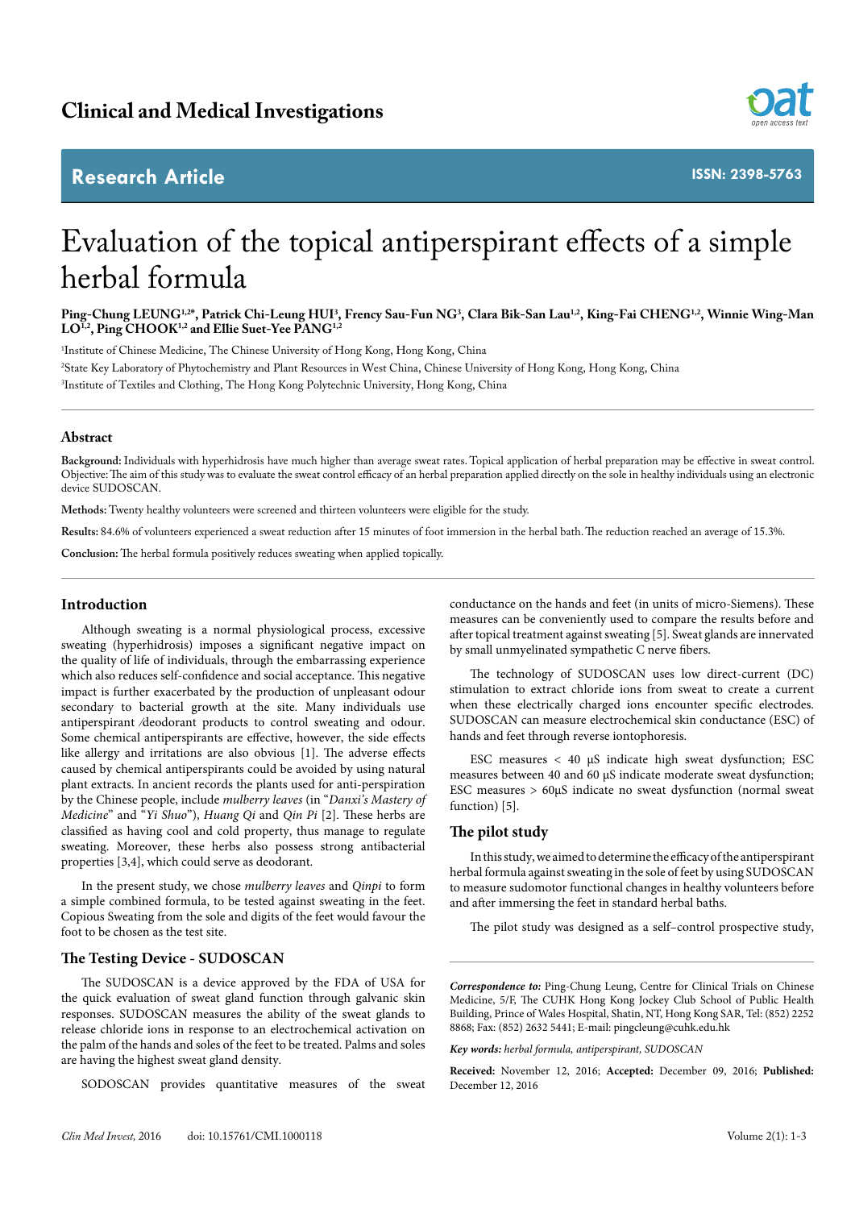Clinical and Medical Investigations

Research Article

ISSN: 2398-5763

# Evaluation of the topical antiperspirant effects of a simple herbal formula

**Ping-Chung LEUNG[1,2*], Patrick Chi-Leung HUI[3], Frency Sau-Fun NG[3], Clara Bik-San Lau[1,2], King-Fai CHENG[1,2], Winnie Wing-Man LO[1,2], Ping CHOOK[1,2] and Ellie Suet-Yee PANG[1,2]**

[1]Institute of Chinese Medicine, The Chinese University of Hong Kong, Hong Kong, China

[2]State Key Laboratory of Phytochemistry and Plant Resources in West China, Chinese University of Hong Kong, Hong Kong, China

[3]Institute of Textiles and Clothing, The Hong Kong Polytechnic University, Hong Kong, China

## Abstract

**Background:** Individuals with hyperhidrosis have much higher than average sweat rates. Topical application of herbal preparation may be effective in sweat control. Objective: The aim of this study was to evaluate the sweat control efficacy of an herbal preparation applied directly on the sole in healthy individuals using an electronic device SUDOSCAN.

**Methods:** Twenty healthy volunteers were screened and thirteen volunteers were eligible for the study.

**Results:** 84.6% of volunteers experienced a sweat reduction after 15 minutes of foot immersion in the herbal bath. The reduction reached an average of 15.3%.

**Conclusion:** The herbal formula positively reduces sweating when applied topically.

## Introduction

Although sweating is a normal physiological process, excessive sweating (hyperhidrosis) imposes a significant negative impact on the quality of life of individuals, through the embarrassing experience which also reduces self-confidence and social acceptance. This negative impact is further exacerbated by the production of unpleasant odour secondary to bacterial growth at the site. Many individuals use antiperspirant /deodorant products to control sweating and odour. Some chemical antiperspirants are effective, however, the side effects like allergy and irritations are also obvious [1]. The adverse effects caused by chemical antiperspirants could be avoided by using natural plant extracts. In ancient records the plants used for anti-perspiration by the Chinese people, include *mulberry leaves* (in "*Danxi's Mastery of Medicine*" and "*Yi Shuo*"), *Huang Qi* and *Qin Pi* [2]. These herbs are classified as having cool and cold property, thus manage to regulate sweating. Moreover, these herbs also possess strong antibacterial properties [3,4], which could serve as deodorant.

In the present study, we chose *mulberry leaves* and *Qinpi* to form a simple combined formula, to be tested against sweating in the feet. Copious Sweating from the sole and digits of the feet would favour the foot to be chosen as the test site.

## The Testing Device - SUDOSCAN

The SUDOSCAN is a device approved by the FDA of USA for the quick evaluation of sweat gland function through galvanic skin responses. SUDOSCAN measures the ability of the sweat glands to release chloride ions in response to an electrochemical activation on the palm of the hands and soles of the feet to be treated. Palms and soles are having the highest sweat gland density.

SODOSCAN provides quantitative measures of the sweat conductance on the hands and feet (in units of micro-Siemens). These measures can be conveniently used to compare the results before and after topical treatment against sweating [5]. Sweat glands are innervated by small unmyelinated sympathetic C nerve fibers.

The technology of SUDOSCAN uses low direct-current (DC) stimulation to extract chloride ions from sweat to create a current when these electrically charged ions encounter specific electrodes. SUDOSCAN can measure electrochemical skin conductance (ESC) of hands and feet through reverse iontophoresis.

ESC measures < 40 μS indicate high sweat dysfunction; ESC measures between 40 and 60 μS indicate moderate sweat dysfunction; ESC measures > 60μS indicate no sweat dysfunction (normal sweat function) [5].

## The pilot study

In this study, we aimed to determine the efficacy of the antiperspirant herbal formula against sweating in the sole of feet by using SUDOSCAN to measure sudomotor functional changes in healthy volunteers before and after immersing the feet in standard herbal baths.

The pilot study was designed as a self–control prospective study,

***Correspondence to:*** Ping-Chung Leung, Centre for Clinical Trials on Chinese Medicine, 5/F, The CUHK Hong Kong Jockey Club School of Public Health Building, Prince of Wales Hospital, Shatin, NT, Hong Kong SAR, Tel: (852) 2252 8868; Fax: (852) 2632 5441; E-mail: pingcleung@cuhk.edu.hk

***Key words:*** *herbal formula, antiperspirant, SUDOSCAN*

**Received:** November 12, 2016; **Accepted:** December 09, 2016; **Published:** December 12, 2016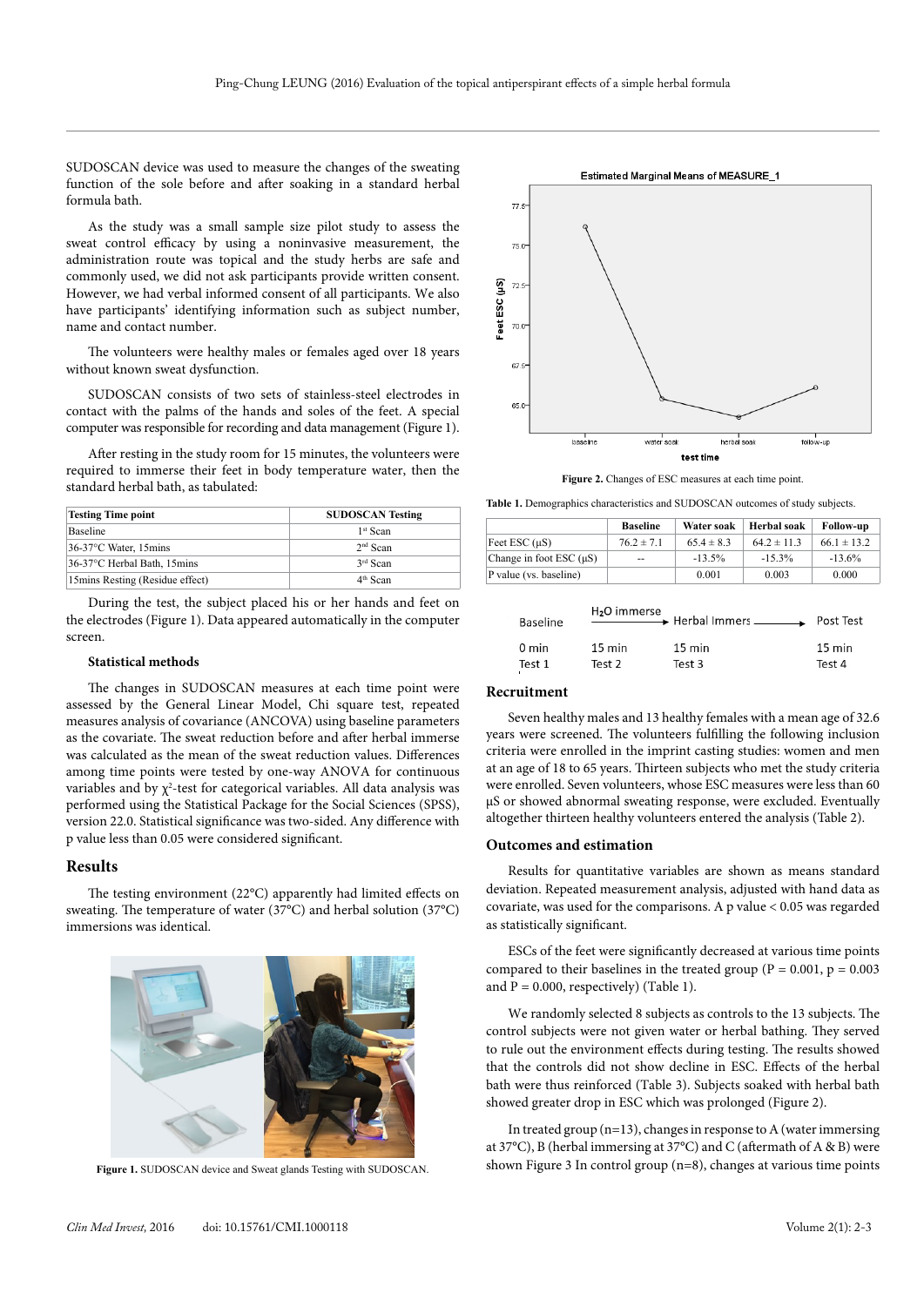SUDOSCAN device was used to measure the changes of the sweating function of the sole before and after soaking in a standard herbal formula bath.

As the study was a small sample size pilot study to assess the sweat control efficacy by using a noninvasive measurement, the administration route was topical and the study herbs are safe and commonly used, we did not ask participants provide written consent. However, we had verbal informed consent of all participants. We also have participants' identifying information such as subject number, name and contact number.

The volunteers were healthy males or females aged over 18 years without known sweat dysfunction.

SUDOSCAN consists of two sets of stainless-steel electrodes in contact with the palms of the hands and soles of the feet. A special computer was responsible for recording and data management (Figure 1).

After resting in the study room for 15 minutes, the volunteers were required to immerse their feet in body temperature water, then the standard herbal bath, as tabulated:

| Testing Time point | SUDOSCAN Testing |
|---|---|
| Baseline | 1st Scan |
| 36-37°C Water, 15mins | 2nd Scan |
| 36-37°C Herbal Bath, 15mins | 3rd Scan |
| 15mins Resting (Residue effect) | 4th Scan |

During the test, the subject placed his or her hands and feet on the electrodes (Figure 1). Data appeared automatically in the computer screen.

### Statistical methods

The changes in SUDOSCAN measures at each time point were assessed by the General Linear Model, Chi square test, repeated measures analysis of covariance (ANCOVA) using baseline parameters as the covariate. The sweat reduction before and after herbal immerse was calculated as the mean of the sweat reduction values. Differences among time points were tested by one-way ANOVA for continuous variables and by $\chi^2$-test for categorical variables. All data analysis was performed using the Statistical Package for the Social Sciences (SPSS), version 22.0. Statistical significance was two-sided. Any difference with p value less than 0.05 were considered significant.

## Results

The testing environment (22°C) apparently had limited effects on sweating. The temperature of water (37°C) and herbal solution (37°C) immersions was identical.

**Figure 1.** SUDOSCAN device and Sweat glands Testing with SUDOSCAN.

**Figure 2.** Changes of ESC measures at each time point.

**Table 1.** Demographics characteristics and SUDOSCAN outcomes of study subjects.

| | Baseline | Water soak | Herbal soak | Follow-up |
|---|---|---|---|---|
| Feet ESC (µS) | 76.2 ± 7.1 | 65.4 ± 8.3 | 64.2 ± 11.3 | 66.1 ± 13.2 |
| Change in foot ESC (µS) | -- | -13.5% | -15.3% | -13.6% |
| P value (vs. baseline) | | 0.001 | 0.003 | 0.000 |

| Baseline | $H_2O$ immerse → | Herbal Immers → | Post Test |
|---|---|---|---|
| 0 min | 15 min | 15 min | 15 min |
| Test 1 | Test 2 | Test 3 | Test 4 |

### Recruitment

Seven healthy males and 13 healthy females with a mean age of 32.6 years were screened. The volunteers fulfilling the following inclusion criteria were enrolled in the imprint casting studies: women and men at an age of 18 to 65 years. Thirteen subjects who met the study criteria were enrolled. Seven volunteers, whose ESC measures were less than 60 µS or showed abnormal sweating response, were excluded. Eventually altogether thirteen healthy volunteers entered the analysis (Table 2).

### Outcomes and estimation

Results for quantitative variables are shown as means standard deviation. Repeated measurement analysis, adjusted with hand data as covariate, was used for the comparisons. A p value < 0.05 was regarded as statistically significant.

ESCs of the feet were significantly decreased at various time points compared to their baselines in the treated group (P = 0.001, p = 0.003 and P = 0.000, respectively) (Table 1).

We randomly selected 8 subjects as controls to the 13 subjects. The control subjects were not given water or herbal bathing. They served to rule out the environment effects during testing. The results showed that the controls did not show decline in ESC. Effects of the herbal bath were thus reinforced (Table 3). Subjects soaked with herbal bath showed greater drop in ESC which was prolonged (Figure 2).

In treated group (n=13), changes in response to A (water immersing at 37°C), B (herbal immersing at 37°C) and C (aftermath of A & B) were shown Figure 3 In control group (n=8), changes at various time points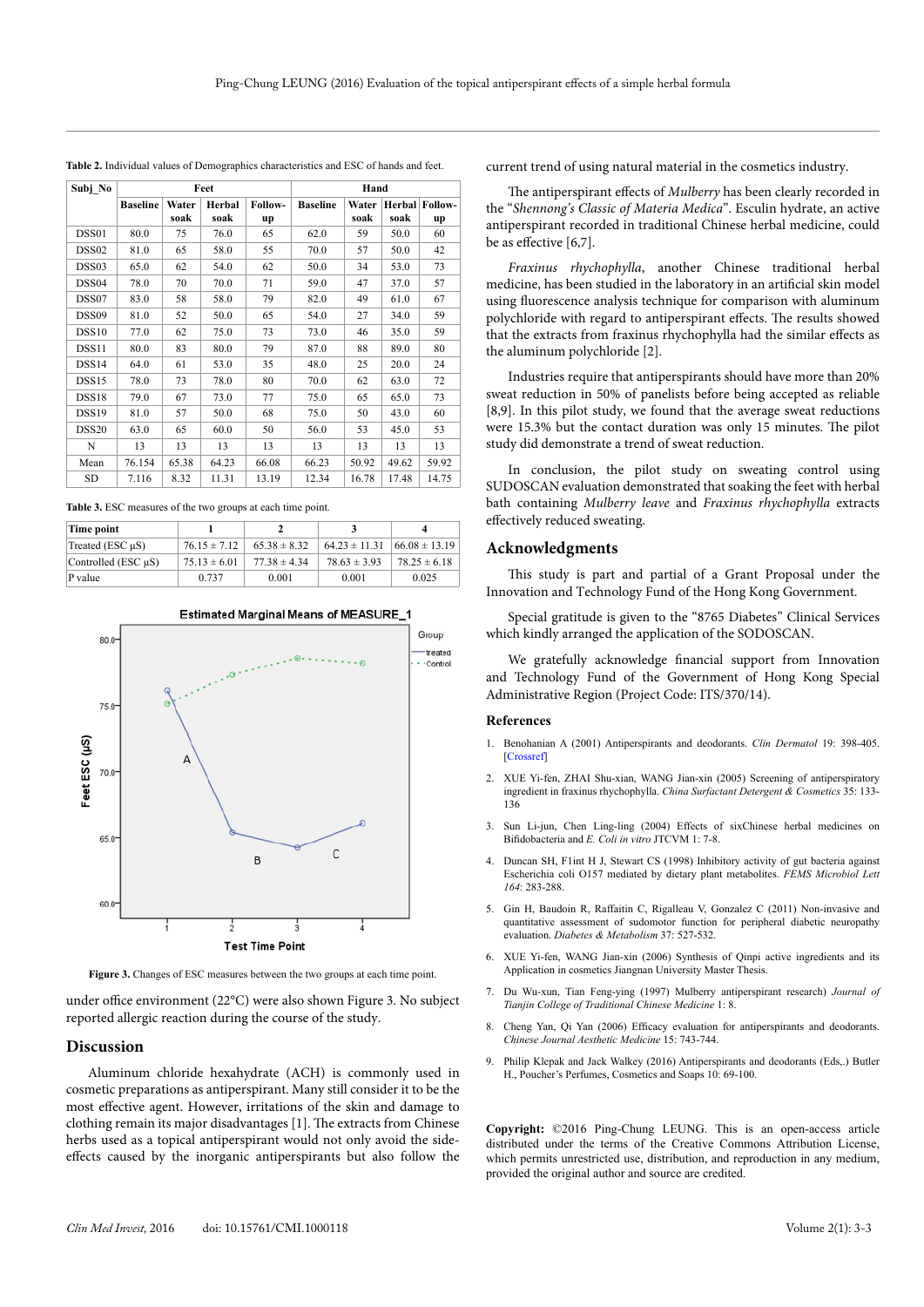**Table 2.** Individual values of Demographics characteristics and ESC of hands and feet.

| Subj_No | Feet | | | | Hand | | | |
|---|---|---|---|---|---|---|---|---|
| | Baseline | Water soak | Herbal soak | Follow-up | Baseline | Water soak | Herbal soak | Follow-up |
| DSS01 | 80.0 | 75 | 76.0 | 65 | 62.0 | 59 | 50.0 | 60 |
| DSS02 | 81.0 | 65 | 58.0 | 55 | 70.0 | 57 | 50.0 | 42 |
| DSS03 | 65.0 | 62 | 54.0 | 62 | 50.0 | 34 | 53.0 | 73 |
| DSS04 | 78.0 | 70 | 70.0 | 71 | 59.0 | 47 | 37.0 | 57 |
| DSS07 | 83.0 | 58 | 58.0 | 79 | 82.0 | 49 | 61.0 | 67 |
| DSS09 | 81.0 | 52 | 50.0 | 65 | 54.0 | 27 | 34.0 | 59 |
| DSS10 | 77.0 | 62 | 75.0 | 73 | 73.0 | 46 | 35.0 | 59 |
| DSS11 | 80.0 | 83 | 80.0 | 79 | 87.0 | 88 | 89.0 | 80 |
| DSS14 | 64.0 | 61 | 53.0 | 35 | 48.0 | 25 | 20.0 | 24 |
| DSS15 | 78.0 | 73 | 78.0 | 80 | 70.0 | 62 | 63.0 | 72 |
| DSS18 | 79.0 | 67 | 73.0 | 77 | 75.0 | 65 | 65.0 | 73 |
| DSS19 | 81.0 | 57 | 50.0 | 68 | 75.0 | 50 | 43.0 | 60 |
| DSS20 | 63.0 | 65 | 60.0 | 50 | 56.0 | 53 | 45.0 | 53 |
| N | 13 | 13 | 13 | 13 | 13 | 13 | 13 | 13 |
| Mean | 76.154 | 65.38 | 64.23 | 66.08 | 66.23 | 50.92 | 49.62 | 59.92 |
| SD | 7.116 | 8.32 | 11.31 | 13.19 | 12.34 | 16.78 | 17.48 | 14.75 |

**Table 3.** ESC measures of the two groups at each time point.

| Time point | 1 | 2 | 3 | 4 |
|---|---|---|---|---|
| Treated (ESC µS) | 76.15 ± 7.12 | 65.38 ± 8.32 | 64.23 ± 11.31 | 66.08 ± 13.19 |
| Controlled (ESC µS) | 75.13 ± 6.01 | 77.38 ± 4.34 | 78.63 ± 3.93 | 78.25 ± 6.18 |
| P value | 0.737 | 0.001 | 0.001 | 0.025 |

Estimated Marginal Means of MEASURE_1

Group
treated
Control

Feet ESC (µS)

80.0
75.0
70.0
65.0
60.0

A
B
C

1 2 3 4

Test Time Point

**Figure 3.** Changes of ESC measures between the two groups at each time point.

under office environment (22°C) were also shown Figure 3. No subject reported allergic reaction during the course of the study.

## Discussion

Aluminum chloride hexahydrate (ACH) is commonly used in cosmetic preparations as antiperspirant. Many still consider it to be the most effective agent. However, irritations of the skin and damage to clothing remain its major disadvantages [1]. The extracts from Chinese herbs used as a topical antiperspirant would not only avoid the side-effects caused by the inorganic antiperspirants but also follow the current trend of using natural material in the cosmetics industry.

The antiperspirant effects of *Mulberry* has been clearly recorded in the "*Shennong's Classic of Materia Medica*". Esculin hydrate, an active antiperspirant recorded in traditional Chinese herbal medicine, could be as effective [6,7].

*Fraxinus rhychophylla*, another Chinese traditional herbal medicine, has been studied in the laboratory in an artificial skin model using fluorescence analysis technique for comparison with aluminum polychloride with regard to antiperspirant effects. The results showed that the extracts from fraxinus rhychophylla had the similar effects as the aluminum polychloride [2].

Industries require that antiperspirants should have more than 20% sweat reduction in 50% of panelists before being accepted as reliable [8,9]. In this pilot study, we found that the average sweat reductions were 15.3% but the contact duration was only 15 minutes. The pilot study did demonstrate a trend of sweat reduction.

In conclusion, the pilot study on sweating control using SUDOSCAN evaluation demonstrated that soaking the feet with herbal bath containing *Mulberry leave* and *Fraxinus rhychophylla* extracts effectively reduced sweating.

## Acknowledgments

This study is part and partial of a Grant Proposal under the Innovation and Technology Fund of the Hong Kong Government.

Special gratitude is given to the "8765 Diabetes" Clinical Services which kindly arranged the application of the SODOSCAN.

We gratefully acknowledge financial support from Innovation and Technology Fund of the Government of Hong Kong Special Administrative Region (Project Code: ITS/370/14).

### References

1. Benohanian A (2001) Antiperspirants and deodorants. *Clin Dermatol* 19: 398-405. [Crossref]
2. XUE Yi-fen, ZHAI Shu-xian, WANG Jian-xin (2005) Screening of antiperspiratory ingredient in fraxinus rhychophylla. *China Surfactant Detergent & Cosmetics* 35: 133-136
3. Sun Li-jun, Chen Ling-ling (2004) Effects of sixChinese herbal medicines on Bifidobacteria and *E. Coli in vitro* JTCVM 1: 7-8.
4. Duncan SH, F1int H J, Stewart CS (1998) Inhibitory activity of gut bacteria against Escherichia coli O157 mediated by dietary plant metabolites. *FEMS Microbiol Lett 164*: 283-288.
5. Gin H, Baudoin R, Raffaitin C, Rigalleau V, Gonzalez C (2011) Non-invasive and quantitative assessment of sudomotor function for peripheral diabetic neuropathy evaluation. *Diabetes & Metabolism* 37: 527-532.
6. XUE Yi-fen, WANG Jian-xin (2006) Synthesis of Qinpi active ingredients and its Application in cosmetics Jiangnan University Master Thesis.
7. Du Wu-xun, Tian Feng-ying (1997) Mulberry antiperspirant research) *Journal of Tianjin College of Traditional Chinese Medicine* 1: 8.
8. Cheng Yan, Qi Yan (2006) Efficacy evaluation for antiperspirants and deodorants. *Chinese Journal Aesthetic Medicine* 15: 743-744.
9. Philip Klepak and Jack Walkey (2016) Antiperspirants and deodorants (Eds,.) Butler H., Poucher's Perfumes, Cosmetics and Soaps 10: 69-100.

**Copyright:** ©2016 Ping-Chung LEUNG. This is an open-access article distributed under the terms of the Creative Commons Attribution License, which permits unrestricted use, distribution, and reproduction in any medium, provided the original author and source are credited.